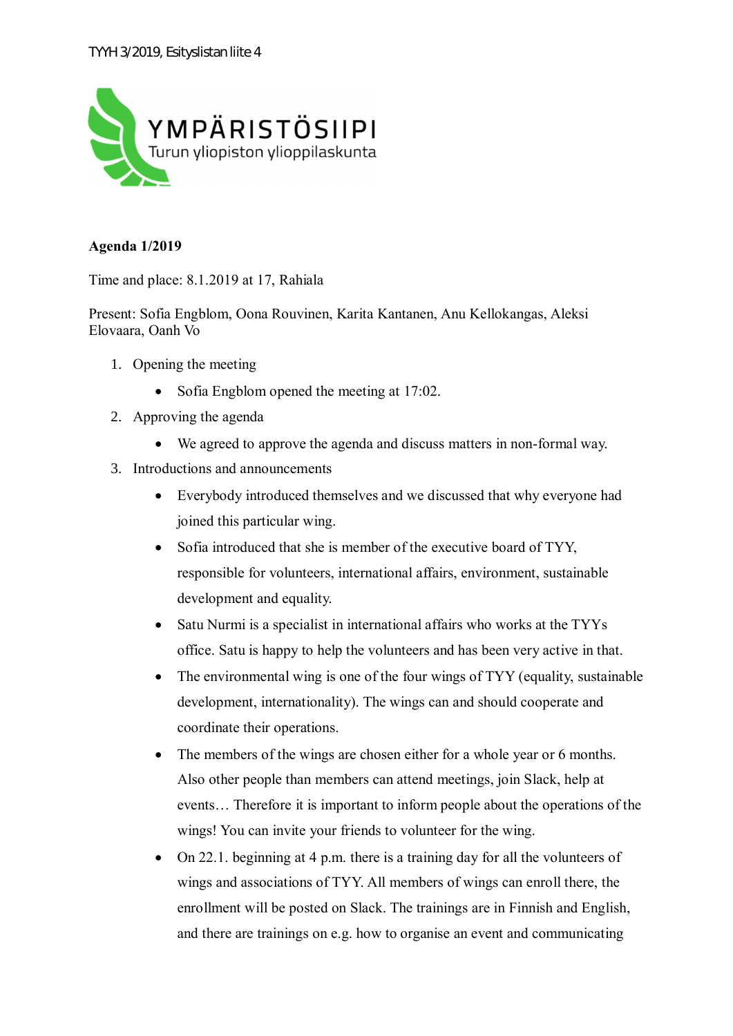TYYH 3/2019, Esityslistan liite 4

YMPÄRISTÖSIIPI
Turun yliopiston ylioppilaskunta

**Agenda 1/2019**

Time and place: 8.1.2019 at 17, Rahiala

Present: Sofia Engblom, Oona Rouvinen, Karita Kantanen, Anu Kellokangas, Aleksi Elovaara, Oanh Vo

1. Opening the meeting
   - Sofia Engblom opened the meeting at 17:02.
2. Approving the agenda
   - We agreed to approve the agenda and discuss matters in non-formal way.
3. Introductions and announcements
   - Everybody introduced themselves and we discussed that why everyone had joined this particular wing.
   - Sofia introduced that she is member of the executive board of TYY, responsible for volunteers, international affairs, environment, sustainable development and equality.
   - Satu Nurmi is a specialist in international affairs who works at the TYYs office. Satu is happy to help the volunteers and has been very active in that.
   - The environmental wing is one of the four wings of TYY (equality, sustainable development, internationality). The wings can and should cooperate and coordinate their operations.
   - The members of the wings are chosen either for a whole year or 6 months. Also other people than members can attend meetings, join Slack, help at events… Therefore it is important to inform people about the operations of the wings! You can invite your friends to volunteer for the wing.
   - On 22.1. beginning at 4 p.m. there is a training day for all the volunteers of wings and associations of TYY. All members of wings can enroll there, the enrollment will be posted on Slack. The trainings are in Finnish and English, and there are trainings on e.g. how to organise an event and communicating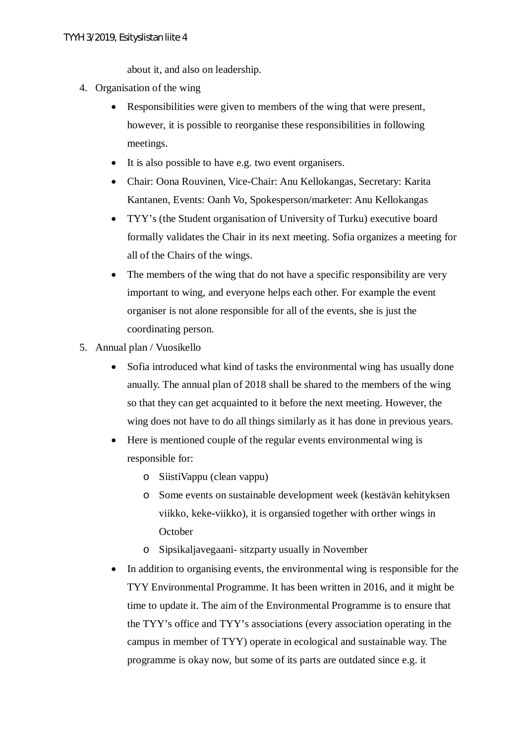about it, and also on leadership.

4. Organisation of the wing
    - Responsibilities were given to members of the wing that were present, however, it is possible to reorganise these responsibilities in following meetings.
    - It is also possible to have e.g. two event organisers.
    - Chair: Oona Rouvinen, Vice-Chair: Anu Kellokangas, Secretary: Karita Kantanen, Events: Oanh Vo, Spokesperson/marketer: Anu Kellokangas
    - TYY's (the Student organisation of University of Turku) executive board formally validates the Chair in its next meeting. Sofia organizes a meeting for all of the Chairs of the wings.
    - The members of the wing that do not have a specific responsibility are very important to wing, and everyone helps each other. For example the event organiser is not alone responsible for all of the events, she is just the coordinating person.
5. Annual plan / Vuosikello
    - Sofia introduced what kind of tasks the environmental wing has usually done anually. The annual plan of 2018 shall be shared to the members of the wing so that they can get acquainted to it before the next meeting. However, the wing does not have to do all things similarly as it has done in previous years.
    - Here is mentioned couple of the regular events environmental wing is responsible for:
        - SiistiVappu (clean vappu)
        - Some events on sustainable development week (kestävän kehityksen viikko, keke-viikko), it is organsied together with orther wings in October
        - Sipsikaljavegaani- sitzparty usually in November
    - In addition to organising events, the environmental wing is responsible for the TYY Environmental Programme. It has been written in 2016, and it might be time to update it. The aim of the Environmental Programme is to ensure that the TYY's office and TYY's associations (every association operating in the campus in member of TYY) operate in ecological and sustainable way. The programme is okay now, but some of its parts are outdated since e.g. it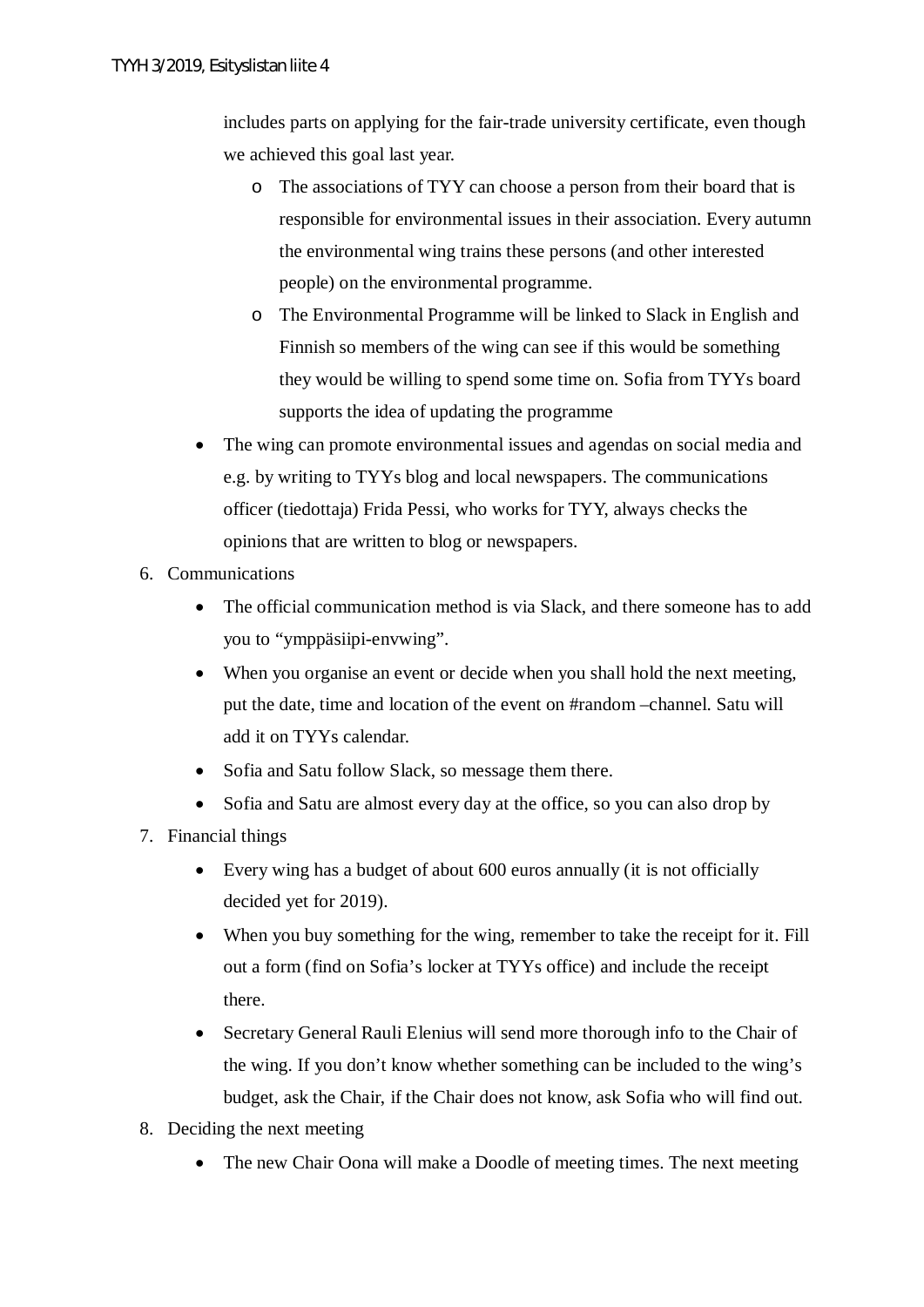includes parts on applying for the fair-trade university certificate, even though we achieved this goal last year.

  - The associations of TYY can choose a person from their board that is responsible for environmental issues in their association. Every autumn the environmental wing trains these persons (and other interested people) on the environmental programme.
  - The Environmental Programme will be linked to Slack in English and Finnish so members of the wing can see if this would be something they would be willing to spend some time on. Sofia from TYYs board supports the idea of updating the programme

- The wing can promote environmental issues and agendas on social media and e.g. by writing to TYYs blog and local newspapers. The communications officer (tiedottaja) Frida Pessi, who works for TYY, always checks the opinions that are written to blog or newspapers.

6. Communications
   - The official communication method is via Slack, and there someone has to add you to "ymppäsiipi-envwing".
   - When you organise an event or decide when you shall hold the next meeting, put the date, time and location of the event on #random –channel. Satu will add it on TYYs calendar.
   - Sofia and Satu follow Slack, so message them there.
   - Sofia and Satu are almost every day at the office, so you can also drop by
7. Financial things
   - Every wing has a budget of about 600 euros annually (it is not officially decided yet for 2019).
   - When you buy something for the wing, remember to take the receipt for it. Fill out a form (find on Sofia's locker at TYYs office) and include the receipt there.
   - Secretary General Rauli Elenius will send more thorough info to the Chair of the wing. If you don't know whether something can be included to the wing's budget, ask the Chair, if the Chair does not know, ask Sofia who will find out.
8. Deciding the next meeting
   - The new Chair Oona will make a Doodle of meeting times. The next meeting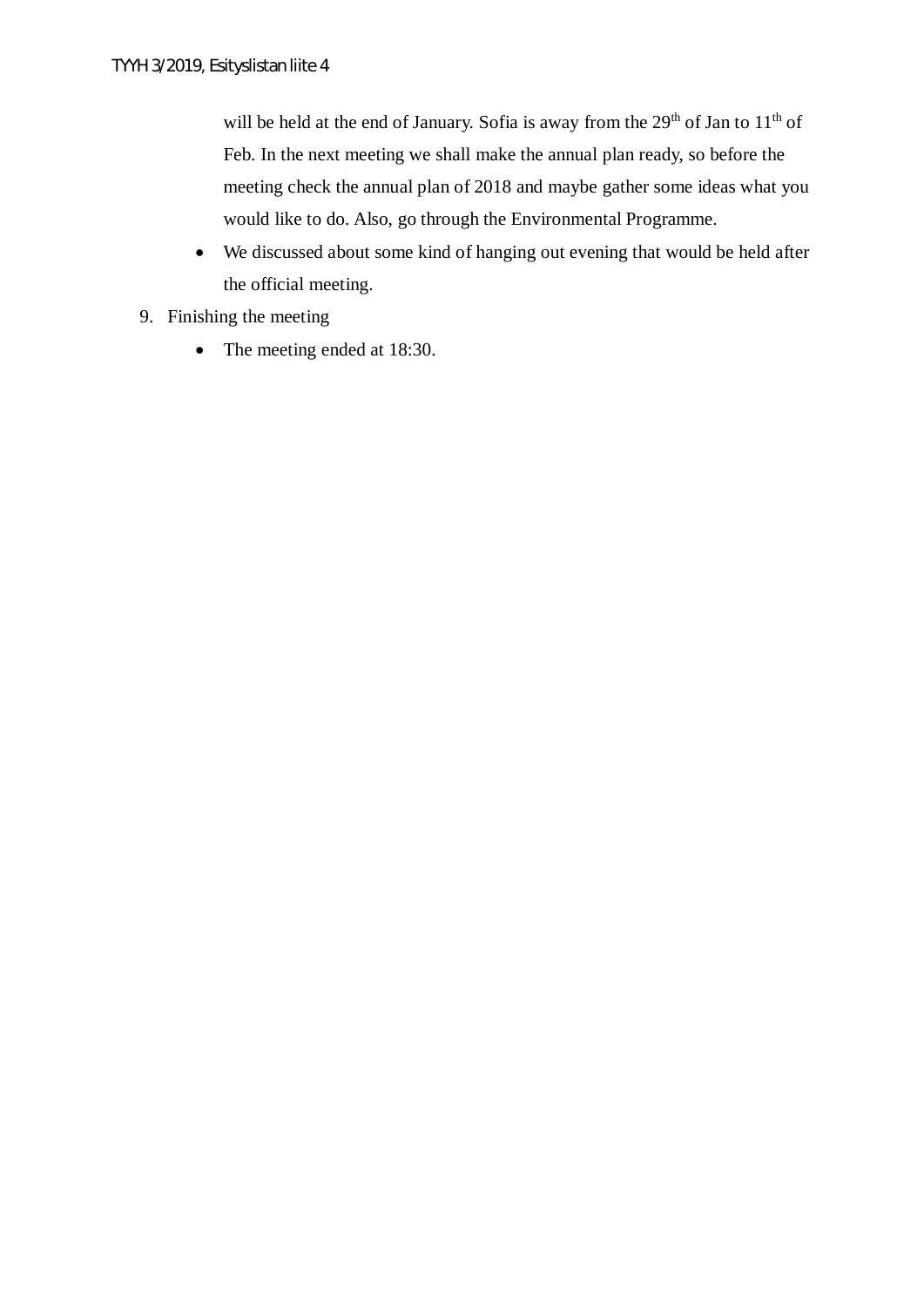will be held at the end of January. Sofia is away from the 29th of Jan to 11th of Feb. In the next meeting we shall make the annual plan ready, so before the meeting check the annual plan of 2018 and maybe gather some ideas what you would like to do. Also, go through the Environmental Programme.

- We discussed about some kind of hanging out evening that would be held after the official meeting.

9. Finishing the meeting
   - The meeting ended at 18:30.